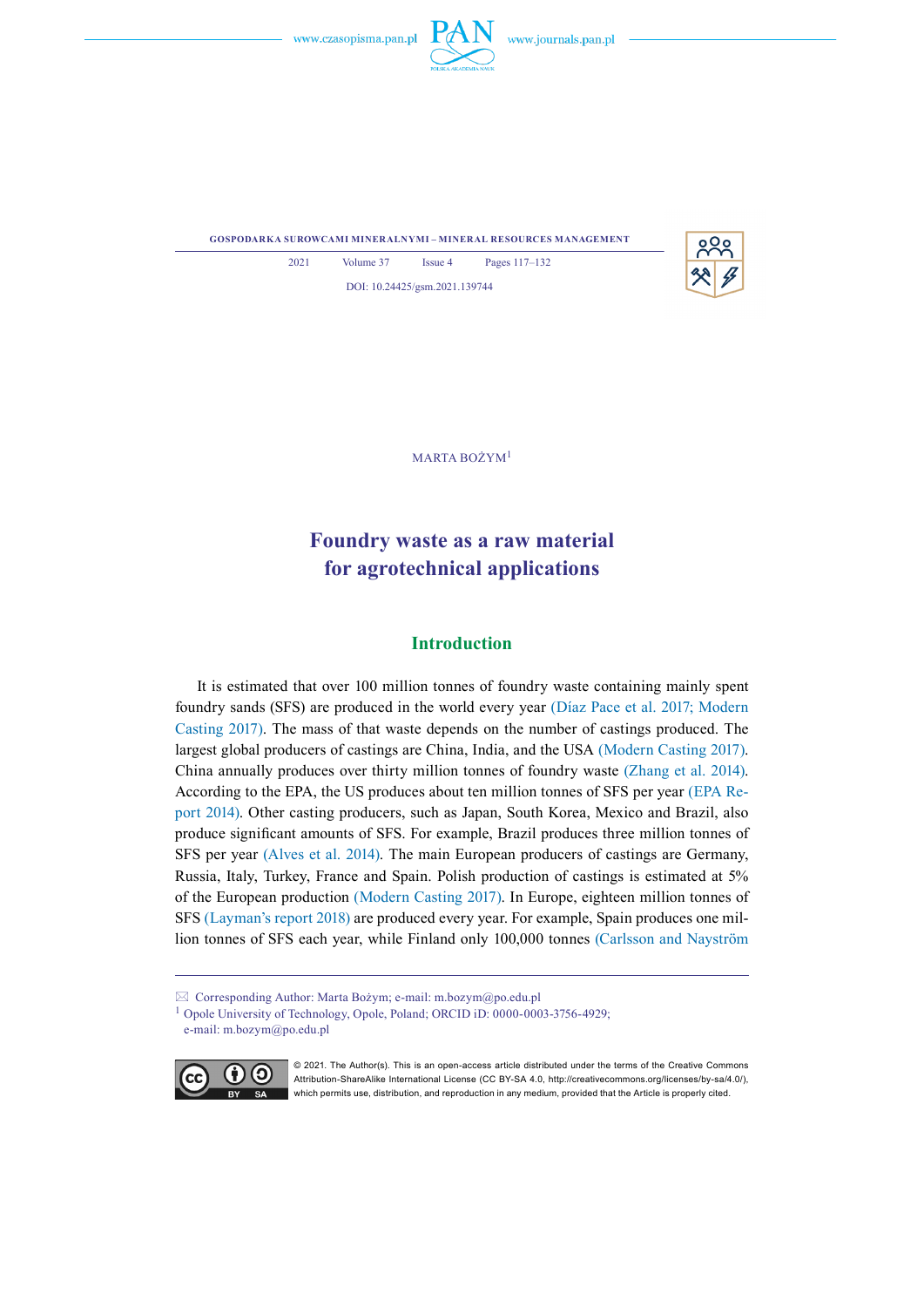MARTA BOŻYM[1]

# Foundry waste as a raw material for agrotechnical applications

## Introduction

It is estimated that over 100 million tonnes of foundry waste containing mainly spent foundry sands (SFS) are produced in the world every year (Díaz Pace et al. 2017; Modern Casting 2017). The mass of that waste depends on the number of castings produced. The largest global producers of castings are China, India, and the USA (Modern Casting 2017). China annually produces over thirty million tonnes of foundry waste (Zhang et al. 2014). According to the EPA, the US produces about ten million tonnes of SFS per year (EPA Report 2014). Other casting producers, such as Japan, South Korea, Mexico and Brazil, also produce significant amounts of SFS. For example, Brazil produces three million tonnes of SFS per year (Alves et al. 2014). The main European producers of castings are Germany, Russia, Italy, Turkey, France and Spain. Polish production of castings is estimated at 5% of the European production (Modern Casting 2017). In Europe, eighteen million tonnes of SFS (Layman's report 2018) are produced every year. For example, Spain produces one million tonnes of SFS each year, while Finland only 100,000 tonnes (Carlsson and Nayström

✉ Corresponding Author: Marta Bożym; e-mail: m.bozym@po.edu.pl

[1] Opole University of Technology, Opole, Poland; ORCID iD: 0000-0003-3756-4929; e-mail: m.bozym@po.edu.pl

© 2021. The Author(s). This is an open-access article distributed under the terms of the Creative Commons Attribution-ShareAlike International License (CC BY-SA 4.0, http://creativecommons.org/licenses/by-sa/4.0/), which permits use, distribution, and reproduction in any medium, provided that the Article is properly cited.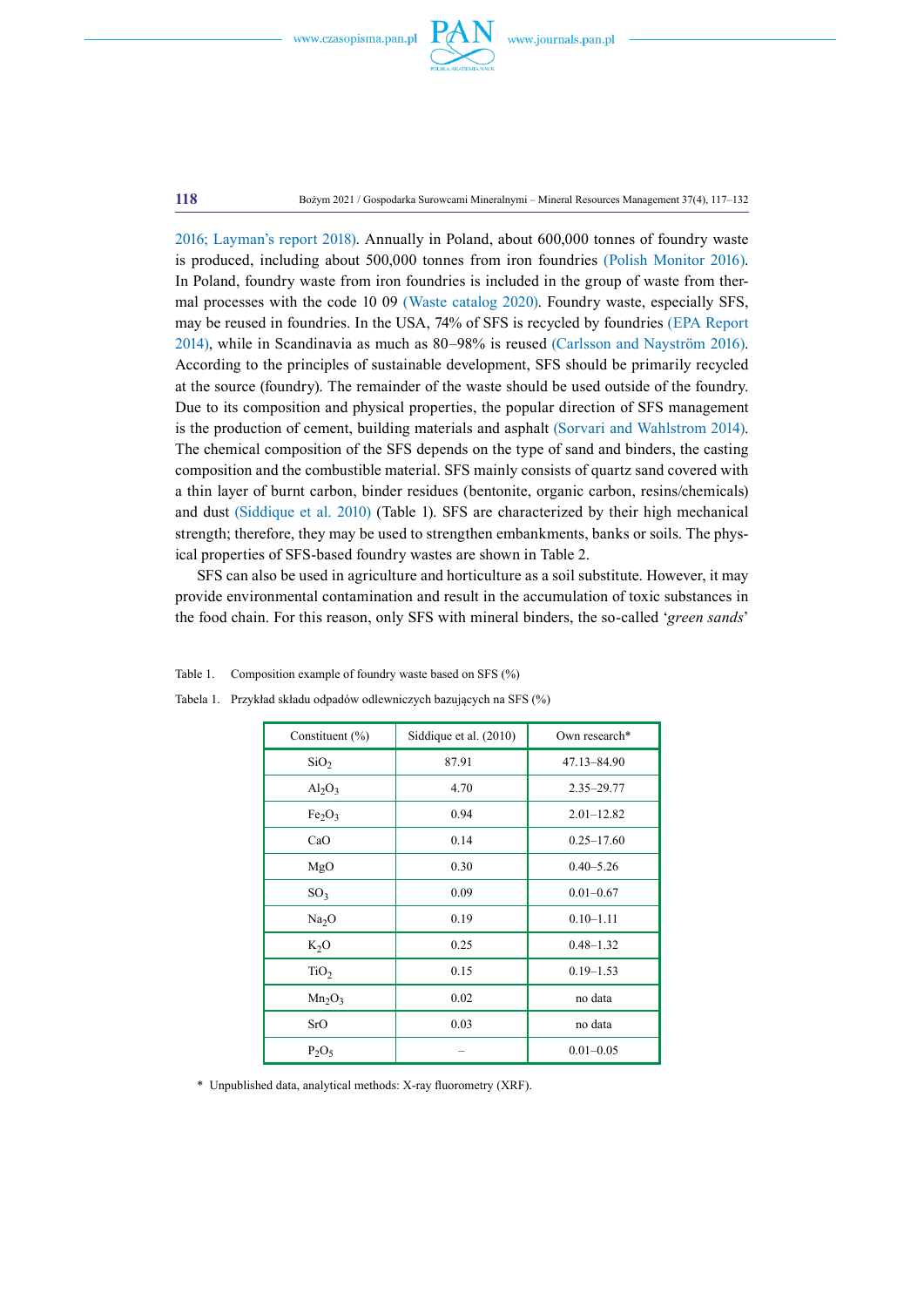2016; Layman's report 2018). Annually in Poland, about 600,000 tonnes of foundry waste is produced, including about 500,000 tonnes from iron foundries (Polish Monitor 2016). In Poland, foundry waste from iron foundries is included in the group of waste from thermal processes with the code 10 09 (Waste catalog 2020). Foundry waste, especially SFS, may be reused in foundries. In the USA, 74% of SFS is recycled by foundries (EPA Report 2014), while in Scandinavia as much as 80–98% is reused (Carlsson and Nayström 2016). According to the principles of sustainable development, SFS should be primarily recycled at the source (foundry). The remainder of the waste should be used outside of the foundry. Due to its composition and physical properties, the popular direction of SFS management is the production of cement, building materials and asphalt (Sorvari and Wahlstrom 2014). The chemical composition of the SFS depends on the type of sand and binders, the casting composition and the combustible material. SFS mainly consists of quartz sand covered with a thin layer of burnt carbon, binder residues (bentonite, organic carbon, resins/chemicals) and dust (Siddique et al. 2010) (Table 1). SFS are characterized by their high mechanical strength; therefore, they may be used to strengthen embankments, banks or soils. The physical properties of SFS-based foundry wastes are shown in Table 2.

SFS can also be used in agriculture and horticulture as a soil substitute. However, it may provide environmental contamination and result in the accumulation of toxic substances in the food chain. For this reason, only SFS with mineral binders, the so-called '*green sands*'

Table 1. Composition example of foundry waste based on SFS (%)

Tabela 1. Przykład składu odpadów odlewniczych bazujących na SFS (%)

| Constituent (%) | Siddique et al. (2010) | Own research* |
|---|---|---|
| $SiO_2$ | 87.91 | 47.13–84.90 |
| $Al_2O_3$ | 4.70 | 2.35–29.77 |
| $Fe_2O_3$ | 0.94 | 2.01–12.82 |
| CaO | 0.14 | 0.25–17.60 |
| MgO | 0.30 | 0.40–5.26 |
| $SO_3$ | 0.09 | 0.01–0.67 |
| $Na_2O$ | 0.19 | 0.10–1.11 |
| $K_2O$ | 0.25 | 0.48–1.32 |
| $TiO_2$ | 0.15 | 0.19–1.53 |
| $Mn_2O_3$ | 0.02 | no data |
| SrO | 0.03 | no data |
| $P_2O_5$ | – | 0.01–0.05 |

\* Unpublished data, analytical methods: X-ray fluorometry (XRF).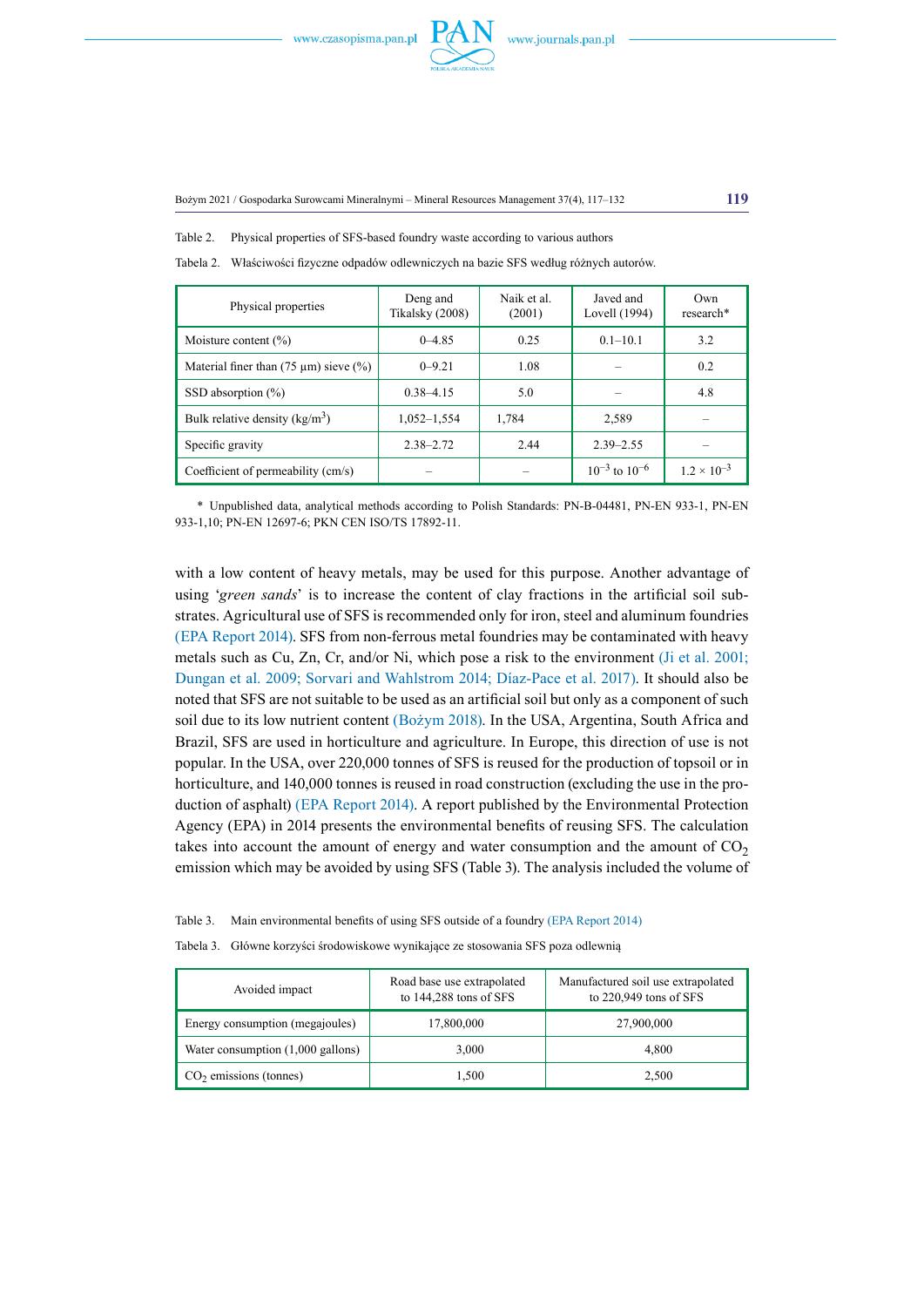Table 2. Physical properties of SFS-based foundry waste according to various authors

Tabela 2. Właściwości fizyczne odpadów odlewniczych na bazie SFS według różnych autorów.

| Physical properties | Deng and Tikalsky (2008) | Naik et al. (2001) | Javed and Lovell (1994) | Own research* |
|---|---|---|---|---|
| Moisture content (%) | 0–4.85 | 0.25 | 0.1–10.1 | 3.2 |
| Material finer than (75 μm) sieve (%) | 0–9.21 | 1.08 | – | 0.2 |
| SSD absorption (%) | 0.38–4.15 | 5.0 | – | 4.8 |
| Bulk relative density (kg/m$^3$) | 1,052–1,554 | 1,784 | 2,589 | – |
| Specific gravity | 2.38–2.72 | 2.44 | 2.39–2.55 | – |
| Coefficient of permeability (cm/s) | – | – | $10^{-3}$ to $10^{-6}$ | $1.2 \times 10^{-3}$ |

\* Unpublished data, analytical methods according to Polish Standards: PN-B-04481, PN-EN 933-1, PN-EN 933-1,10; PN-EN 12697-6; PKN CEN ISO/TS 17892-11.

with a low content of heavy metals, may be used for this purpose. Another advantage of using '*green sands*' is to increase the content of clay fractions in the artificial soil substrates. Agricultural use of SFS is recommended only for iron, steel and aluminum foundries (EPA Report 2014). SFS from non-ferrous metal foundries may be contaminated with heavy metals such as Cu, Zn, Cr, and/or Ni, which pose a risk to the environment (Ji et al. 2001; Dungan et al. 2009; Sorvari and Wahlstrom 2014; Díaz-Pace et al. 2017). It should also be noted that SFS are not suitable to be used as an artificial soil but only as a component of such soil due to its low nutrient content (Bożym 2018). In the USA, Argentina, South Africa and Brazil, SFS are used in horticulture and agriculture. In Europe, this direction of use is not popular. In the USA, over 220,000 tonnes of SFS is reused for the production of topsoil or in horticulture, and 140,000 tonnes is reused in road construction (excluding the use in the production of asphalt) (EPA Report 2014). A report published by the Environmental Protection Agency (EPA) in 2014 presents the environmental benefits of reusing SFS. The calculation takes into account the amount of energy and water consumption and the amount of $CO_2$ emission which may be avoided by using SFS (Table 3). The analysis included the volume of

Table 3. Main environmental benefits of using SFS outside of a foundry (EPA Report 2014)

Tabela 3. Główne korzyści środowiskowe wynikające ze stosowania SFS poza odlewnią

| Avoided impact | Road base use extrapolated to 144,288 tons of SFS | Manufactured soil use extrapolated to 220,949 tons of SFS |
|---|---|---|
| Energy consumption (megajoules) | 17,800,000 | 27,900,000 |
| Water consumption (1,000 gallons) | 3,000 | 4,800 |
| $CO_2$ emissions (tonnes) | 1,500 | 2,500 |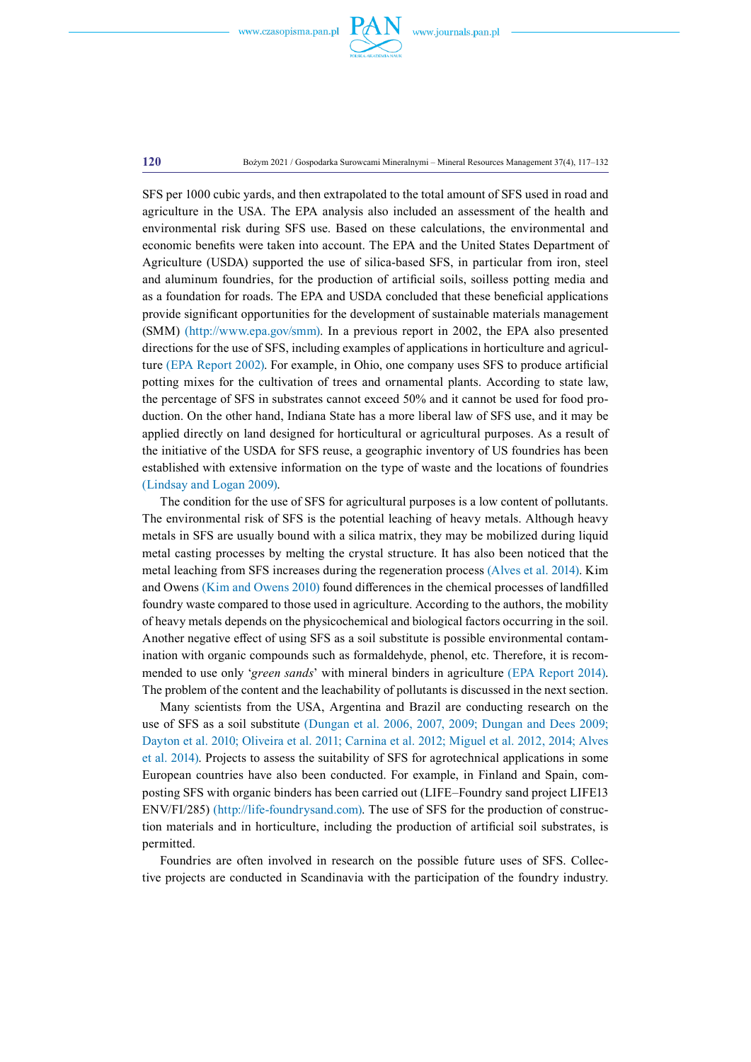SFS per 1000 cubic yards, and then extrapolated to the total amount of SFS used in road and agriculture in the USA. The EPA analysis also included an assessment of the health and environmental risk during SFS use. Based on these calculations, the environmental and economic benefits were taken into account. The EPA and the United States Department of Agriculture (USDA) supported the use of silica-based SFS, in particular from iron, steel and aluminum foundries, for the production of artificial soils, soilless potting media and as a foundation for roads. The EPA and USDA concluded that these beneficial applications provide significant opportunities for the development of sustainable materials management (SMM) (http://www.epa.gov/smm). In a previous report in 2002, the EPA also presented directions for the use of SFS, including examples of applications in horticulture and agriculture (EPA Report 2002). For example, in Ohio, one company uses SFS to produce artificial potting mixes for the cultivation of trees and ornamental plants. According to state law, the percentage of SFS in substrates cannot exceed 50% and it cannot be used for food production. On the other hand, Indiana State has a more liberal law of SFS use, and it may be applied directly on land designed for horticultural or agricultural purposes. As a result of the initiative of the USDA for SFS reuse, a geographic inventory of US foundries has been established with extensive information on the type of waste and the locations of foundries (Lindsay and Logan 2009).

The condition for the use of SFS for agricultural purposes is a low content of pollutants. The environmental risk of SFS is the potential leaching of heavy metals. Although heavy metals in SFS are usually bound with a silica matrix, they may be mobilized during liquid metal casting processes by melting the crystal structure. It has also been noticed that the metal leaching from SFS increases during the regeneration process (Alves et al. 2014). Kim and Owens (Kim and Owens 2010) found differences in the chemical processes of landfilled foundry waste compared to those used in agriculture. According to the authors, the mobility of heavy metals depends on the physicochemical and biological factors occurring in the soil. Another negative effect of using SFS as a soil substitute is possible environmental contamination with organic compounds such as formaldehyde, phenol, etc. Therefore, it is recommended to use only '*green sands*' with mineral binders in agriculture (EPA Report 2014). The problem of the content and the leachability of pollutants is discussed in the next section.

Many scientists from the USA, Argentina and Brazil are conducting research on the use of SFS as a soil substitute (Dungan et al. 2006, 2007, 2009; Dungan and Dees 2009; Dayton et al. 2010; Oliveira et al. 2011; Carnina et al. 2012; Miguel et al. 2012, 2014; Alves et al. 2014). Projects to assess the suitability of SFS for agrotechnical applications in some European countries have also been conducted. For example, in Finland and Spain, composting SFS with organic binders has been carried out (LIFE–Foundry sand project LIFE13 ENV/FI/285) (http://life-foundrysand.com). The use of SFS for the production of construction materials and in horticulture, including the production of artificial soil substrates, is permitted.

Foundries are often involved in research on the possible future uses of SFS. Collective projects are conducted in Scandinavia with the participation of the foundry industry.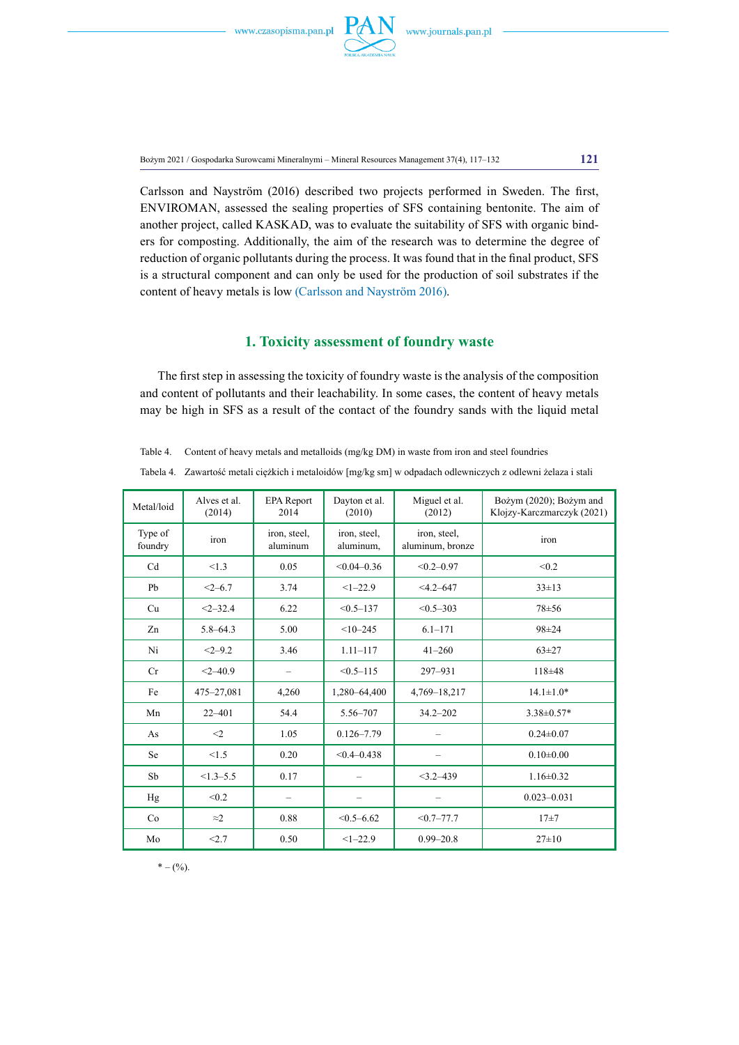Carlsson and Nayström (2016) described two projects performed in Sweden. The first, ENVIROMAN, assessed the sealing properties of SFS containing bentonite. The aim of another project, called KASKAD, was to evaluate the suitability of SFS with organic binders for composting. Additionally, the aim of the research was to determine the degree of reduction of organic pollutants during the process. It was found that in the final product, SFS is a structural component and can only be used for the production of soil substrates if the content of heavy metals is low (Carlsson and Nayström 2016).

## 1. Toxicity assessment of foundry waste

The first step in assessing the toxicity of foundry waste is the analysis of the composition and content of pollutants and their leachability. In some cases, the content of heavy metals may be high in SFS as a result of the contact of the foundry sands with the liquid metal

Table 4. Content of heavy metals and metalloids (mg/kg DM) in waste from iron and steel foundries

Tabela 4. Zawartość metali ciężkich i metaloidów [mg/kg sm] w odpadach odlewniczych z odlewni żelaza i stali

| Metal/loid | Alves et al. (2014) | EPA Report 2014 | Dayton et al. (2010) | Miguel et al. (2012) | Bożym (2020); Bożym and Klojzy-Karczmarczyk (2021) |
|---|---|---|---|---|---|
| Type of foundry | iron | iron, steel, aluminum | iron, steel, aluminum, | iron, steel, aluminum, bronze | iron |
| Cd | <1.3 | 0.05 | <0.04–0.36 | <0.2–0.97 | <0.2 |
| Pb | <2–6.7 | 3.74 | <1–22.9 | <4.2–647 | 33±13 |
| Cu | <2–32.4 | 6.22 | <0.5–137 | <0.5–303 | 78±56 |
| Zn | 5.8–64.3 | 5.00 | <10–245 | 6.1–171 | 98±24 |
| Ni | <2–9.2 | 3.46 | 1.11–117 | 41–260 | 63±27 |
| Cr | <2–40.9 | – | <0.5–115 | 297–931 | 118±48 |
| Fe | 475–27,081 | 4,260 | 1,280–64,400 | 4,769–18,217 | 14.1±1.0* |
| Mn | 22–401 | 54.4 | 5.56–707 | 34.2–202 | 3.38±0.57* |
| As | <2 | 1.05 | 0.126–7.79 | – | 0.24±0.07 |
| Se | <1.5 | 0.20 | <0.4–0.438 | – | 0.10±0.00 |
| Sb | <1.3–5.5 | 0.17 | – | <3.2–439 | 1.16±0.32 |
| Hg | <0.2 | – | – | – | 0.023–0.031 |
| Co | ≈2 | 0.88 | <0.5–6.62 | <0.7–77.7 | 17±7 |
| Mo | <2.7 | 0.50 | <1–22.9 | 0.99–20.8 | 27±10 |

* – (%).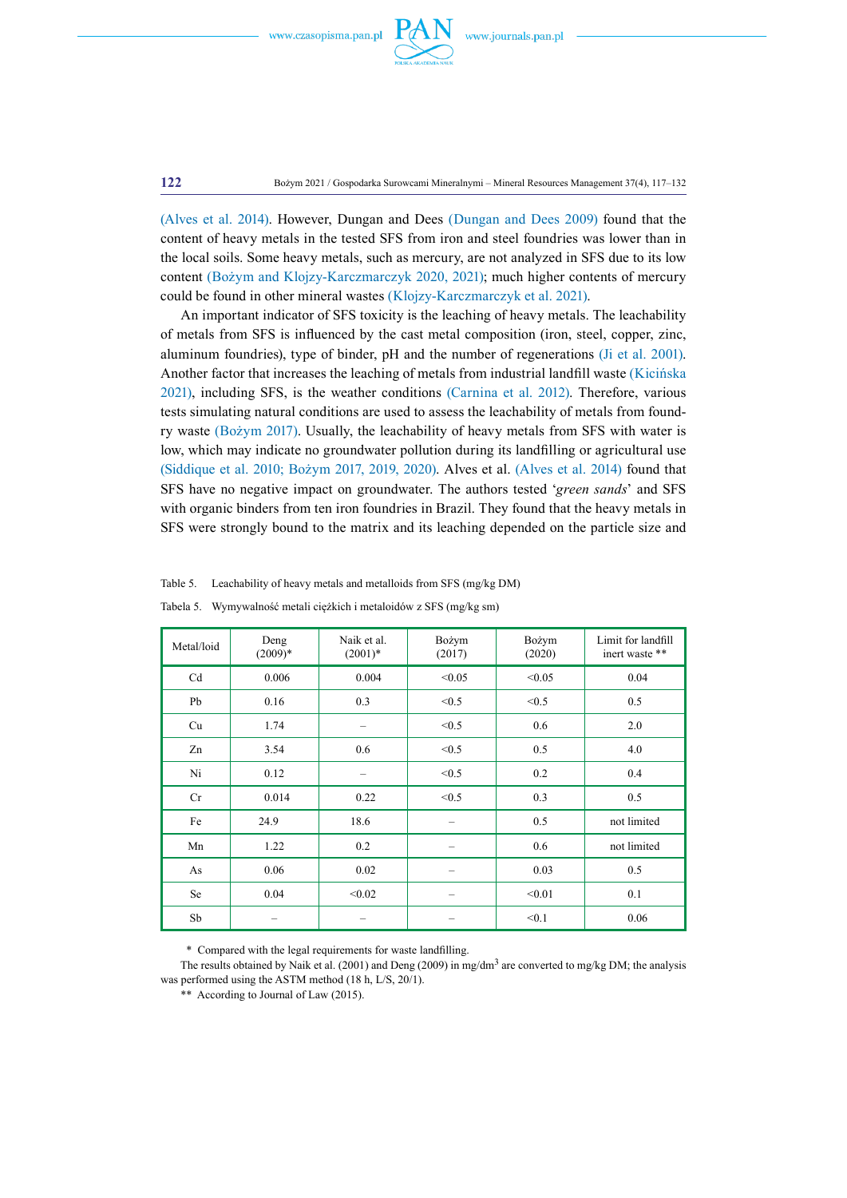(Alves et al. 2014). However, Dungan and Dees (Dungan and Dees 2009) found that the content of heavy metals in the tested SFS from iron and steel foundries was lower than in the local soils. Some heavy metals, such as mercury, are not analyzed in SFS due to its low content (Bożym and Klojzy-Karczmarczyk 2020, 2021); much higher contents of mercury could be found in other mineral wastes (Klojzy-Karczmarczyk et al. 2021).

An important indicator of SFS toxicity is the leaching of heavy metals. The leachability of metals from SFS is influenced by the cast metal composition (iron, steel, copper, zinc, aluminum foundries), type of binder, pH and the number of regenerations (Ji et al. 2001). Another factor that increases the leaching of metals from industrial landfill waste (Kicińska 2021), including SFS, is the weather conditions (Carnina et al. 2012). Therefore, various tests simulating natural conditions are used to assess the leachability of metals from foundry waste (Bożym 2017). Usually, the leachability of heavy metals from SFS with water is low, which may indicate no groundwater pollution during its landfilling or agricultural use (Siddique et al. 2010; Bożym 2017, 2019, 2020). Alves et al. (Alves et al. 2014) found that SFS have no negative impact on groundwater. The authors tested '*green sands*' and SFS with organic binders from ten iron foundries in Brazil. They found that the heavy metals in SFS were strongly bound to the matrix and its leaching depended on the particle size and

Table 5. Leachability of heavy metals and metalloids from SFS (mg/kg DM)

Tabela 5. Wymywalność metali ciężkich i metaloidów z SFS (mg/kg sm)

| Metal/loid | Deng (2009)* | Naik et al. (2001)* | Bożym (2017) | Bożym (2020) | Limit for landfill inert waste ** |
|---|---|---|---|---|---|
| Cd | 0.006 | 0.004 | <0.05 | <0.05 | 0.04 |
| Pb | 0.16 | 0.3 | <0.5 | <0.5 | 0.5 |
| Cu | 1.74 | – | <0.5 | 0.6 | 2.0 |
| Zn | 3.54 | 0.6 | <0.5 | 0.5 | 4.0 |
| Ni | 0.12 | – | <0.5 | 0.2 | 0.4 |
| Cr | 0.014 | 0.22 | <0.5 | 0.3 | 0.5 |
| Fe | 24.9 | 18.6 | – | 0.5 | not limited |
| Mn | 1.22 | 0.2 | – | 0.6 | not limited |
| As | 0.06 | 0.02 | – | 0.03 | 0.5 |
| Se | 0.04 | <0.02 | – | <0.01 | 0.1 |
| Sb | – | – | – | <0.1 | 0.06 |

\* Compared with the legal requirements for waste landfilling.

The results obtained by Naik et al. (2001) and Deng (2009) in mg/dm$^3$ are converted to mg/kg DM; the analysis was performed using the ASTM method (18 h, L/S, 20/1).

\*\* According to Journal of Law (2015).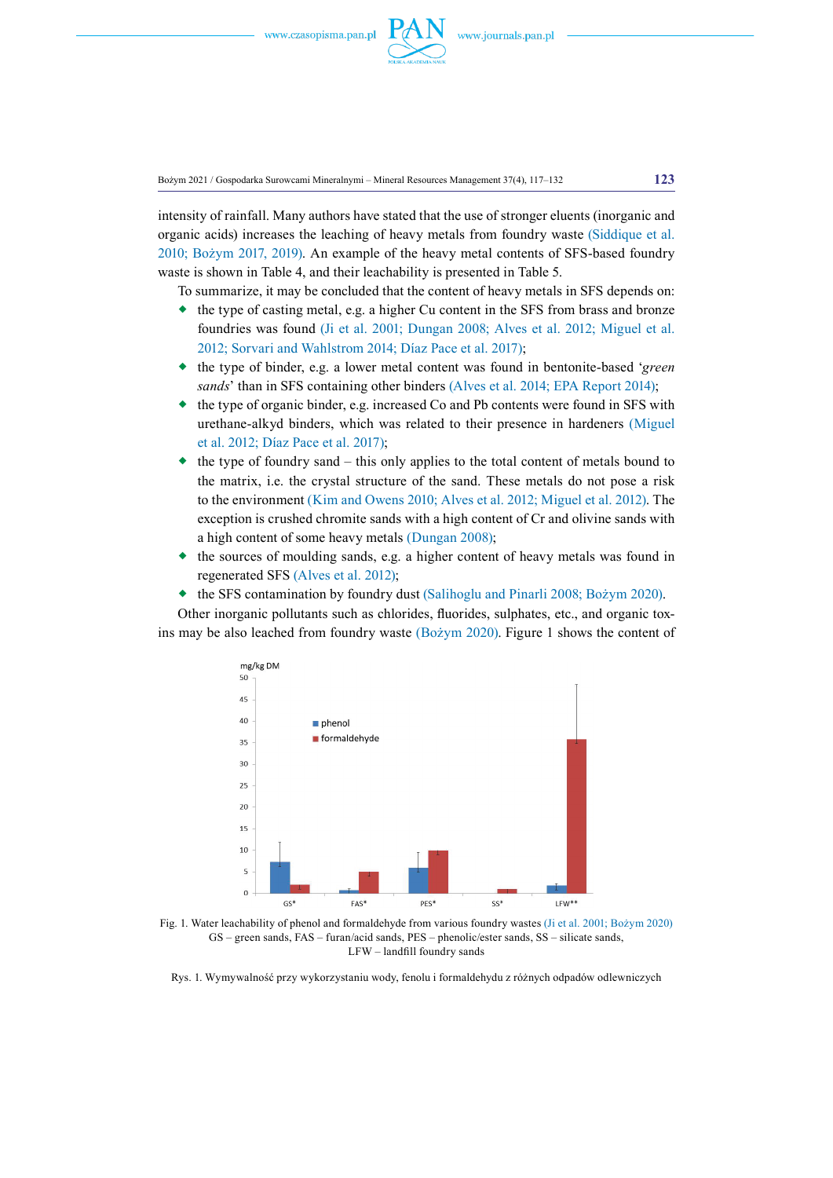intensity of rainfall. Many authors have stated that the use of stronger eluents (inorganic and organic acids) increases the leaching of heavy metals from foundry waste (Siddique et al. 2010; Bożym 2017, 2019). An example of the heavy metal contents of SFS-based foundry waste is shown in Table 4, and their leachability is presented in Table 5.

To summarize, it may be concluded that the content of heavy metals in SFS depends on:

- the type of casting metal, e.g. a higher Cu content in the SFS from brass and bronze foundries was found (Ji et al. 2001; Dungan 2008; Alves et al. 2012; Miguel et al. 2012; Sorvari and Wahlstrom 2014; Díaz Pace et al. 2017);
- the type of binder, e.g. a lower metal content was found in bentonite-based '*green sands*' than in SFS containing other binders (Alves et al. 2014; EPA Report 2014);
- the type of organic binder, e.g. increased Co and Pb contents were found in SFS with urethane-alkyd binders, which was related to their presence in hardeners (Miguel et al. 2012; Díaz Pace et al. 2017);
- the type of foundry sand – this only applies to the total content of metals bound to the matrix, i.e. the crystal structure of the sand. These metals do not pose a risk to the environment (Kim and Owens 2010; Alves et al. 2012; Miguel et al. 2012). The exception is crushed chromite sands with a high content of Cr and olivine sands with a high content of some heavy metals (Dungan 2008);
- the sources of moulding sands, e.g. a higher content of heavy metals was found in regenerated SFS (Alves et al. 2012);
- the SFS contamination by foundry dust (Salihoglu and Pinarli 2008; Bożym 2020).

Other inorganic pollutants such as chlorides, fluorides, sulphates, etc., and organic toxins may be also leached from foundry waste (Bożym 2020). Figure 1 shows the content of

Fig. 1. Water leachability of phenol and formaldehyde from various foundry wastes (Ji et al. 2001; Bożym 2020)
GS – green sands, FAS – furan/acid sands, PES – phenolic/ester sands, SS – silicate sands,
LFW – landfill foundry sands

Rys. 1. Wymywalność przy wykorzystaniu wody, fenolu i formaldehydu z różnych odpadów odlewniczych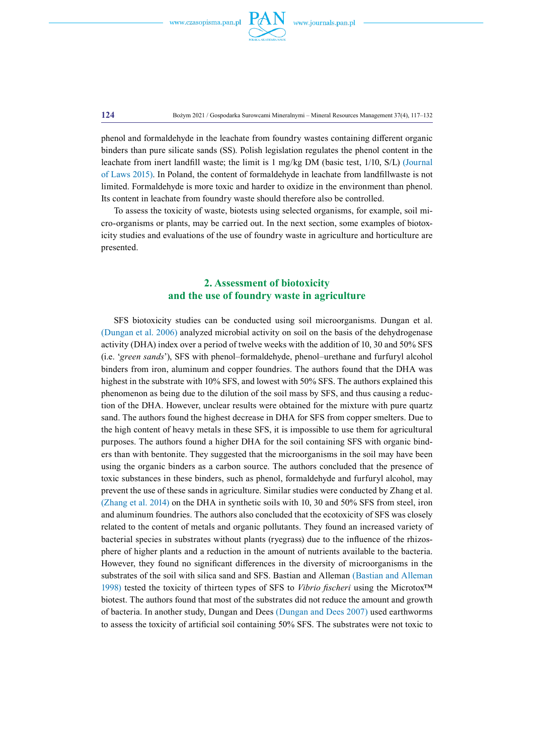phenol and formaldehyde in the leachate from foundry wastes containing different organic binders than pure silicate sands (SS). Polish legislation regulates the phenol content in the leachate from inert landfill waste; the limit is 1 mg/kg DM (basic test, 1/10, S/L) (Journal of Laws 2015). In Poland, the content of formaldehyde in leachate from landfillwaste is not limited. Formaldehyde is more toxic and harder to oxidize in the environment than phenol. Its content in leachate from foundry waste should therefore also be controlled.

To assess the toxicity of waste, biotests using selected organisms, for example, soil micro-organisms or plants, may be carried out. In the next section, some examples of biotoxicity studies and evaluations of the use of foundry waste in agriculture and horticulture are presented.

## 2. Assessment of biotoxicity and the use of foundry waste in agriculture

SFS biotoxicity studies can be conducted using soil microorganisms. Dungan et al. (Dungan et al. 2006) analyzed microbial activity on soil on the basis of the dehydrogenase activity (DHA) index over a period of twelve weeks with the addition of 10, 30 and 50% SFS (i.e. '*green sands*'), SFS with phenol–formaldehyde, phenol–urethane and furfuryl alcohol binders from iron, aluminum and copper foundries. The authors found that the DHA was highest in the substrate with 10% SFS, and lowest with 50% SFS. The authors explained this phenomenon as being due to the dilution of the soil mass by SFS, and thus causing a reduction of the DHA. However, unclear results were obtained for the mixture with pure quartz sand. The authors found the highest decrease in DHA for SFS from copper smelters. Due to the high content of heavy metals in these SFS, it is impossible to use them for agricultural purposes. The authors found a higher DHA for the soil containing SFS with organic binders than with bentonite. They suggested that the microorganisms in the soil may have been using the organic binders as a carbon source. The authors concluded that the presence of toxic substances in these binders, such as phenol, formaldehyde and furfuryl alcohol, may prevent the use of these sands in agriculture. Similar studies were conducted by Zhang et al. (Zhang et al. 2014) on the DHA in synthetic soils with 10, 30 and 50% SFS from steel, iron and aluminum foundries. The authors also concluded that the ecotoxicity of SFS was closely related to the content of metals and organic pollutants. They found an increased variety of bacterial species in substrates without plants (ryegrass) due to the influence of the rhizosphere of higher plants and a reduction in the amount of nutrients available to the bacteria. However, they found no significant differences in the diversity of microorganisms in the substrates of the soil with silica sand and SFS. Bastian and Alleman (Bastian and Alleman 1998) tested the toxicity of thirteen types of SFS to *Vibrio fischeri* using the Microtox™ biotest. The authors found that most of the substrates did not reduce the amount and growth of bacteria. In another study, Dungan and Dees (Dungan and Dees 2007) used earthworms to assess the toxicity of artificial soil containing 50% SFS. The substrates were not toxic to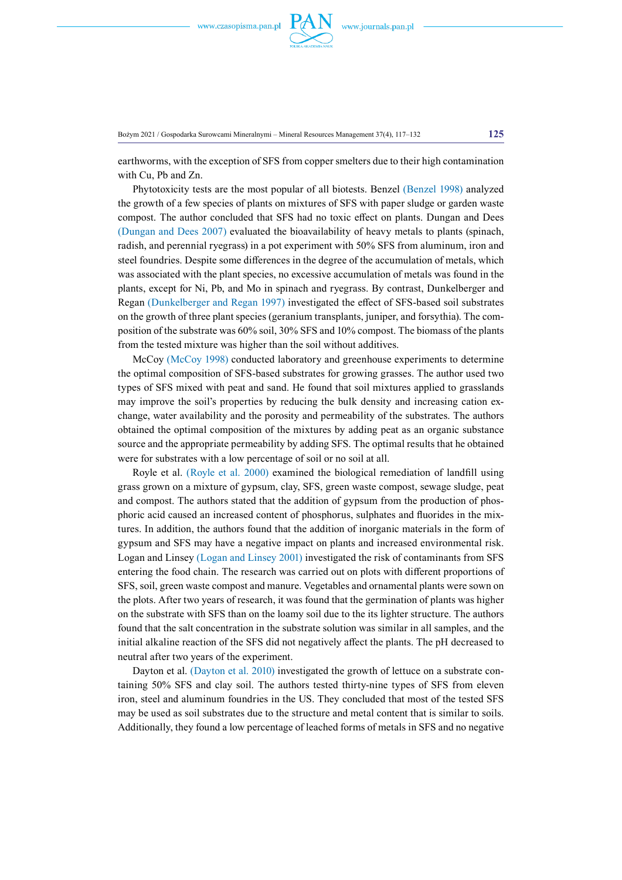earthworms, with the exception of SFS from copper smelters due to their high contamination with Cu, Pb and Zn.

Phytotoxicity tests are the most popular of all biotests. Benzel (Benzel 1998) analyzed the growth of a few species of plants on mixtures of SFS with paper sludge or garden waste compost. The author concluded that SFS had no toxic effect on plants. Dungan and Dees (Dungan and Dees 2007) evaluated the bioavailability of heavy metals to plants (spinach, radish, and perennial ryegrass) in a pot experiment with 50% SFS from aluminum, iron and steel foundries. Despite some differences in the degree of the accumulation of metals, which was associated with the plant species, no excessive accumulation of metals was found in the plants, except for Ni, Pb, and Mo in spinach and ryegrass. By contrast, Dunkelberger and Regan (Dunkelberger and Regan 1997) investigated the effect of SFS-based soil substrates on the growth of three plant species (geranium transplants, juniper, and forsythia). The composition of the substrate was 60% soil, 30% SFS and 10% compost. The biomass of the plants from the tested mixture was higher than the soil without additives.

McCoy (McCoy 1998) conducted laboratory and greenhouse experiments to determine the optimal composition of SFS-based substrates for growing grasses. The author used two types of SFS mixed with peat and sand. He found that soil mixtures applied to grasslands may improve the soil's properties by reducing the bulk density and increasing cation exchange, water availability and the porosity and permeability of the substrates. The authors obtained the optimal composition of the mixtures by adding peat as an organic substance source and the appropriate permeability by adding SFS. The optimal results that he obtained were for substrates with a low percentage of soil or no soil at all.

Royle et al. (Royle et al. 2000) examined the biological remediation of landfill using grass grown on a mixture of gypsum, clay, SFS, green waste compost, sewage sludge, peat and compost. The authors stated that the addition of gypsum from the production of phosphoric acid caused an increased content of phosphorus, sulphates and fluorides in the mixtures. In addition, the authors found that the addition of inorganic materials in the form of gypsum and SFS may have a negative impact on plants and increased environmental risk. Logan and Linsey (Logan and Linsey 2001) investigated the risk of contaminants from SFS entering the food chain. The research was carried out on plots with different proportions of SFS, soil, green waste compost and manure. Vegetables and ornamental plants were sown on the plots. After two years of research, it was found that the germination of plants was higher on the substrate with SFS than on the loamy soil due to the its lighter structure. The authors found that the salt concentration in the substrate solution was similar in all samples, and the initial alkaline reaction of the SFS did not negatively affect the plants. The pH decreased to neutral after two years of the experiment.

Dayton et al. (Dayton et al. 2010) investigated the growth of lettuce on a substrate containing 50% SFS and clay soil. The authors tested thirty-nine types of SFS from eleven iron, steel and aluminum foundries in the US. They concluded that most of the tested SFS may be used as soil substrates due to the structure and metal content that is similar to soils. Additionally, they found a low percentage of leached forms of metals in SFS and no negative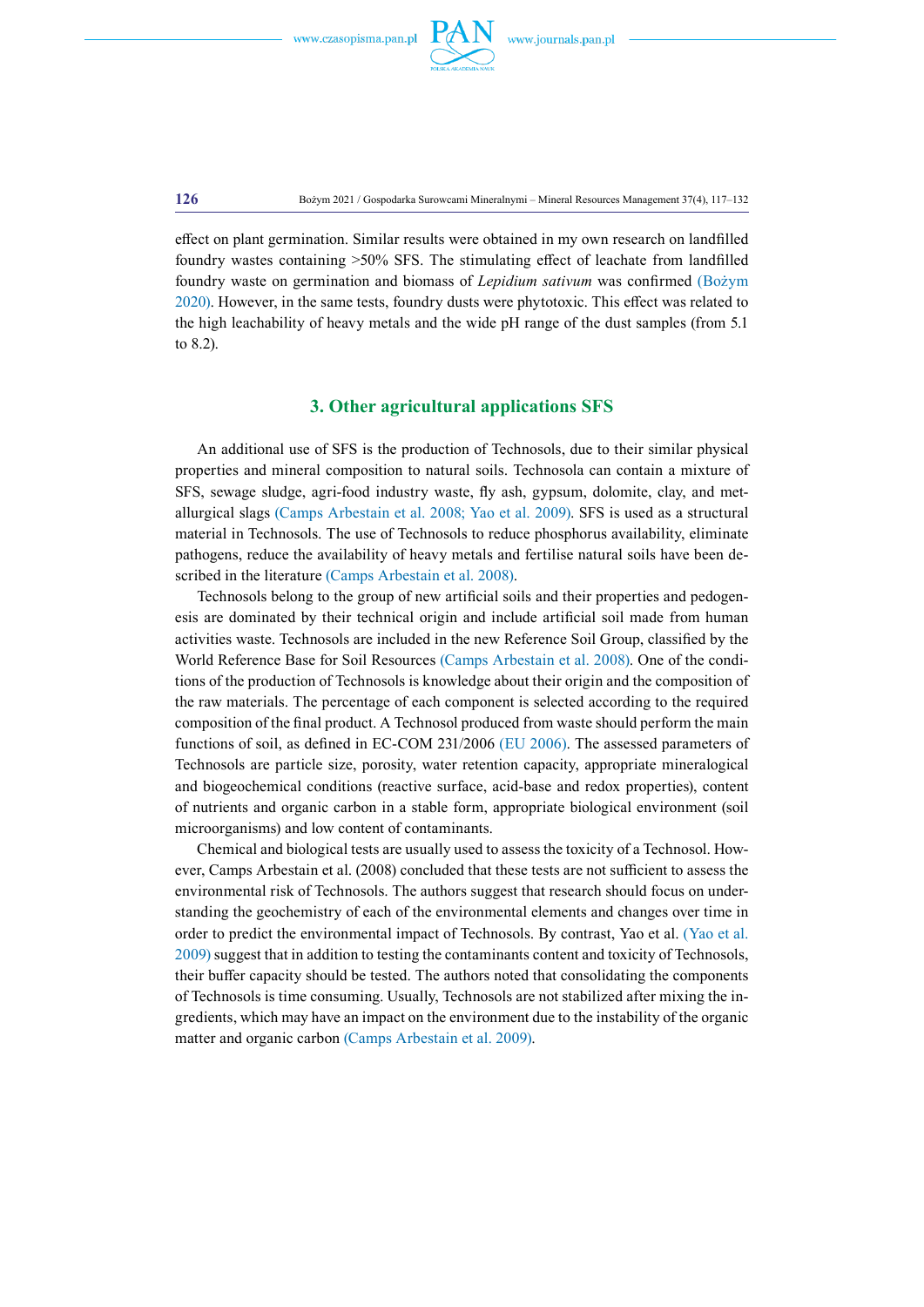effect on plant germination. Similar results were obtained in my own research on landfilled foundry wastes containing >50% SFS. The stimulating effect of leachate from landfilled foundry waste on germination and biomass of *Lepidium sativum* was confirmed (Bożym 2020). However, in the same tests, foundry dusts were phytotoxic. This effect was related to the high leachability of heavy metals and the wide pH range of the dust samples (from 5.1 to 8.2).

## 3. Other agricultural applications SFS

An additional use of SFS is the production of Technosols, due to their similar physical properties and mineral composition to natural soils. Technosola can contain a mixture of SFS, sewage sludge, agri-food industry waste, fly ash, gypsum, dolomite, clay, and metallurgical slags (Camps Arbestain et al. 2008; Yao et al. 2009). SFS is used as a structural material in Technosols. The use of Technosols to reduce phosphorus availability, eliminate pathogens, reduce the availability of heavy metals and fertilise natural soils have been described in the literature (Camps Arbestain et al. 2008).

Technosols belong to the group of new artificial soils and their properties and pedogenesis are dominated by their technical origin and include artificial soil made from human activities waste. Technosols are included in the new Reference Soil Group, classified by the World Reference Base for Soil Resources (Camps Arbestain et al. 2008). One of the conditions of the production of Technosols is knowledge about their origin and the composition of the raw materials. The percentage of each component is selected according to the required composition of the final product. A Technosol produced from waste should perform the main functions of soil, as defined in EC-COM 231/2006 (EU 2006). The assessed parameters of Technosols are particle size, porosity, water retention capacity, appropriate mineralogical and biogeochemical conditions (reactive surface, acid-base and redox properties), content of nutrients and organic carbon in a stable form, appropriate biological environment (soil microorganisms) and low content of contaminants.

Chemical and biological tests are usually used to assess the toxicity of a Technosol. However, Camps Arbestain et al. (2008) concluded that these tests are not sufficient to assess the environmental risk of Technosols. The authors suggest that research should focus on understanding the geochemistry of each of the environmental elements and changes over time in order to predict the environmental impact of Technosols. By contrast, Yao et al. (Yao et al. 2009) suggest that in addition to testing the contaminants content and toxicity of Technosols, their buffer capacity should be tested. The authors noted that consolidating the components of Technosols is time consuming. Usually, Technosols are not stabilized after mixing the ingredients, which may have an impact on the environment due to the instability of the organic matter and organic carbon (Camps Arbestain et al. 2009).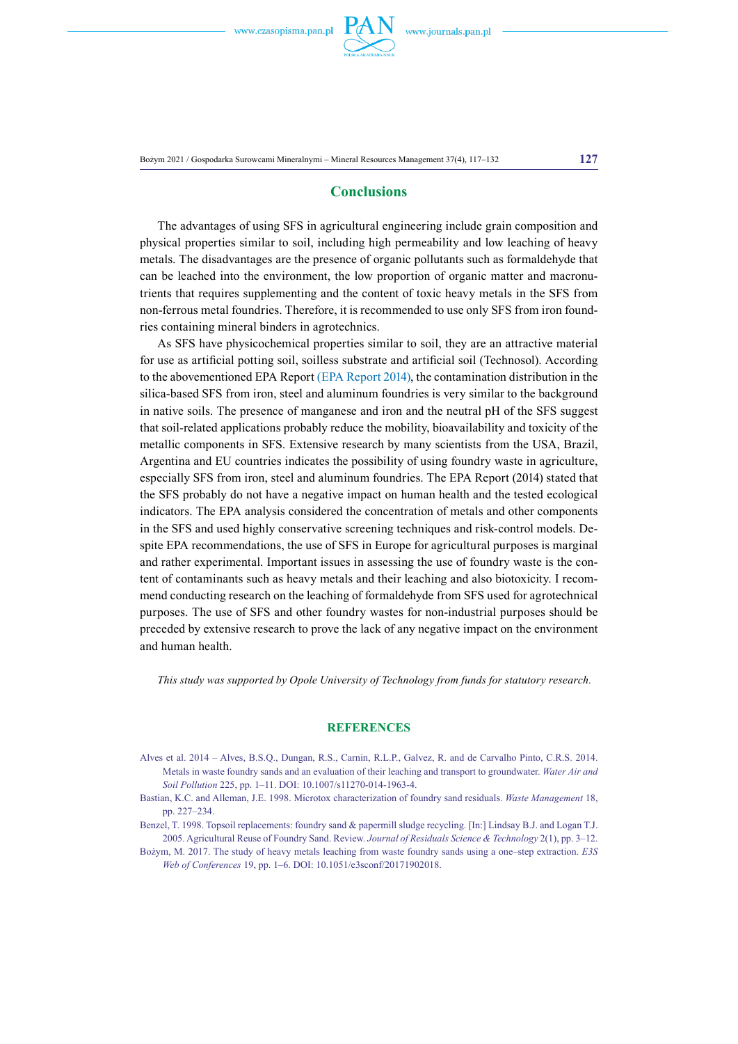## Conclusions

The advantages of using SFS in agricultural engineering include grain composition and physical properties similar to soil, including high permeability and low leaching of heavy metals. The disadvantages are the presence of organic pollutants such as formaldehyde that can be leached into the environment, the low proportion of organic matter and macronutrients that requires supplementing and the content of toxic heavy metals in the SFS from non-ferrous metal foundries. Therefore, it is recommended to use only SFS from iron foundries containing mineral binders in agrotechnics.

As SFS have physicochemical properties similar to soil, they are an attractive material for use as artificial potting soil, soilless substrate and artificial soil (Technosol). According to the abovementioned EPA Report (EPA Report 2014), the contamination distribution in the silica-based SFS from iron, steel and aluminum foundries is very similar to the background in native soils. The presence of manganese and iron and the neutral pH of the SFS suggest that soil-related applications probably reduce the mobility, bioavailability and toxicity of the metallic components in SFS. Extensive research by many scientists from the USA, Brazil, Argentina and EU countries indicates the possibility of using foundry waste in agriculture, especially SFS from iron, steel and aluminum foundries. The EPA Report (2014) stated that the SFS probably do not have a negative impact on human health and the tested ecological indicators. The EPA analysis considered the concentration of metals and other components in the SFS and used highly conservative screening techniques and risk-control models. Despite EPA recommendations, the use of SFS in Europe for agricultural purposes is marginal and rather experimental. Important issues in assessing the use of foundry waste is the content of contaminants such as heavy metals and their leaching and also biotoxicity. I recommend conducting research on the leaching of formaldehyde from SFS used for agrotechnical purposes. The use of SFS and other foundry wastes for non-industrial purposes should be preceded by extensive research to prove the lack of any negative impact on the environment and human health.

*This study was supported by Opole University of Technology from funds for statutory research.*

## REFERENCES

Alves et al. 2014 – Alves, B.S.Q., Dungan, R.S., Carnin, R.L.P., Galvez, R. and de Carvalho Pinto, C.R.S. 2014. Metals in waste foundry sands and an evaluation of their leaching and transport to groundwater. *Water Air and Soil Pollution* 225, pp. 1–11. DOI: 10.1007/s11270-014-1963-4.

Bastian, K.C. and Alleman, J.E. 1998. Microtox characterization of foundry sand residuals. *Waste Management* 18, pp. 227–234.

Benzel, T. 1998. Topsoil replacements: foundry sand & papermill sludge recycling. [In:] Lindsay B.J. and Logan T.J. 2005. Agricultural Reuse of Foundry Sand. Review. *Journal of Residuals Science & Technology* 2(1), pp. 3–12.

Bożym, M. 2017. The study of heavy metals leaching from waste foundry sands using a one–step extraction. *E3S Web of Conferences* 19, pp. 1–6. DOI: 10.1051/e3sconf/20171902018.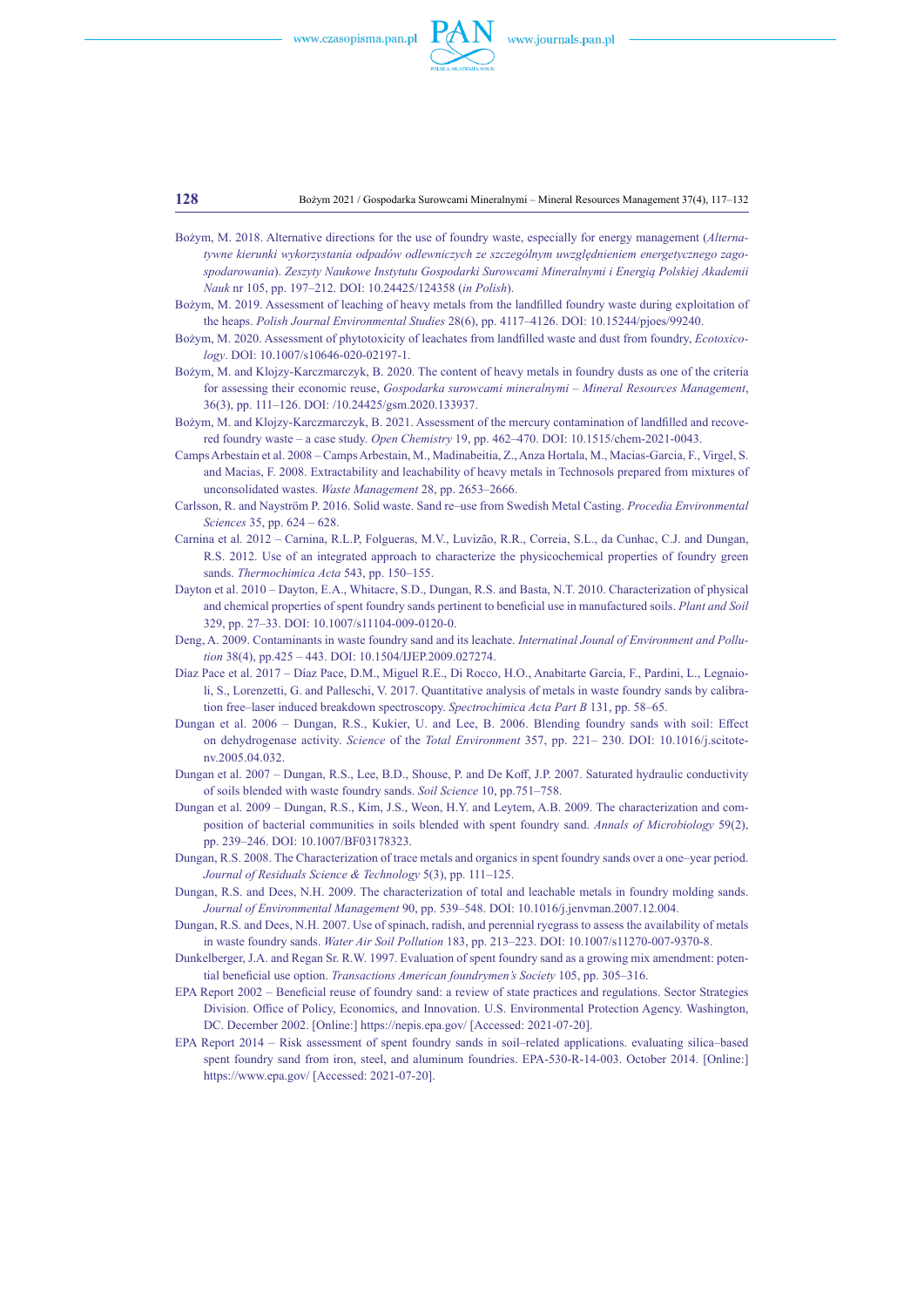Bożym, M. 2018. Alternative directions for the use of foundry waste, especially for energy management (*Alternatywne kierunki wykorzystania odpadów odlewniczych ze szczególnym uwzględnieniem energetycznego zagospodarowania*). *Zeszyty Naukowe Instytutu Gospodarki Surowcami Mineralnymi i Energią Polskiej Akademii Nauk* nr 105, pp. 197–212. DOI: 10.24425/124358 (*in Polish*).

Bożym, M. 2019. Assessment of leaching of heavy metals from the landfilled foundry waste during exploitation of the heaps. *Polish Journal Environmental Studies* 28(6), pp. 4117–4126. DOI: 10.15244/pjoes/99240.

Bożym, M. 2020. Assessment of phytotoxicity of leachates from landfilled waste and dust from foundry, *Ecotoxicology*. DOI: 10.1007/s10646-020-02197-1.

Bożym, M. and Klojzy-Karczmarczyk, B. 2020. The content of heavy metals in foundry dusts as one of the criteria for assessing their economic reuse, *Gospodarka surowcami mineralnymi – Mineral Resources Management*, 36(3), pp. 111–126. DOI: /10.24425/gsm.2020.133937.

Bożym, M. and Klojzy-Karczmarczyk, B. 2021. Assessment of the mercury contamination of landfilled and recovered foundry waste – a case study. *Open Chemistry* 19, pp. 462–470. DOI: 10.1515/chem-2021-0043.

Camps Arbestain et al. 2008 – Camps Arbestain, M., Madinabeitia, Z., Anza Hortala, M., Macias-Garcia, F., Virgel, S. and Macias, F. 2008. Extractability and leachability of heavy metals in Technosols prepared from mixtures of unconsolidated wastes. *Waste Management* 28, pp. 2653–2666.

Carlsson, R. and Nayström P. 2016. Solid waste. Sand re–use from Swedish Metal Casting. *Procedia Environmental Sciences* 35, pp. 624 – 628.

Carnina et al. 2012 – Carnina, R.L.P, Folgueras, M.V., Luvizão, R.R., Correia, S.L., da Cunhac, C.J. and Dungan, R.S. 2012. Use of an integrated approach to characterize the physicochemical properties of foundry green sands. *Thermochimica Acta* 543, pp. 150–155.

Dayton et al. 2010 – Dayton, E.A., Whitacre, S.D., Dungan, R.S. and Basta, N.T. 2010. Characterization of physical and chemical properties of spent foundry sands pertinent to beneficial use in manufactured soils. *Plant and Soil* 329, pp. 27–33. DOI: 10.1007/s11104-009-0120-0.

Deng, A. 2009. Contaminants in waste foundry sand and its leachate. *Internatinal Jounal of Environment and Pollution* 38(4), pp.425 – 443. DOI: 10.1504/IJEP.2009.027274.

Díaz Pace et al. 2017 – Díaz Pace, D.M., Miguel R.E., Di Rocco, H.O., Anabitarte García, F., Pardini, L., Legnaioli, S., Lorenzetti, G. and Palleschi, V. 2017. Quantitative analysis of metals in waste foundry sands by calibration free–laser induced breakdown spectroscopy. *Spectrochimica Acta Part B* 131, pp. 58–65.

Dungan et al. 2006 – Dungan, R.S., Kukier, U. and Lee, B. 2006. Blending foundry sands with soil: Effect on dehydrogenase activity. *Science* of the *Total Environment* 357, pp. 221– 230. DOI: 10.1016/j.scitotenv.2005.04.032.

Dungan et al. 2007 – Dungan, R.S., Lee, B.D., Shouse, P. and De Koff, J.P. 2007. Saturated hydraulic conductivity of soils blended with waste foundry sands. *Soil Science* 10, pp.751–758.

Dungan et al. 2009 – Dungan, R.S., Kim, J.S., Weon, H.Y. and Leytem, A.B. 2009. The characterization and composition of bacterial communities in soils blended with spent foundry sand. *Annals of Microbiology* 59(2), pp. 239–246. DOI: 10.1007/BF03178323.

Dungan, R.S. 2008. The Characterization of trace metals and organics in spent foundry sands over a one–year period. *Journal of Residuals Science & Technology* 5(3), pp. 111–125.

Dungan, R.S. and Dees, N.H. 2009. The characterization of total and leachable metals in foundry molding sands. *Journal of Environmental Management* 90, pp. 539–548. DOI: 10.1016/j.jenvman.2007.12.004.

Dungan, R.S. and Dees, N.H. 2007. Use of spinach, radish, and perennial ryegrass to assess the availability of metals in waste foundry sands. *Water Air Soil Pollution* 183, pp. 213–223. DOI: 10.1007/s11270-007-9370-8.

Dunkelberger, J.A. and Regan Sr. R.W. 1997. Evaluation of spent foundry sand as a growing mix amendment: potential beneficial use option. *Transactions American foundrymen's Society* 105, pp. 305–316.

EPA Report 2002 – Beneficial reuse of foundry sand: a review of state practices and regulations. Sector Strategies Division. Office of Policy, Economics, and Innovation. U.S. Environmental Protection Agency. Washington, DC. December 2002. [Online:] https://nepis.epa.gov/ [Accessed: 2021-07-20].

EPA Report 2014 – Risk assessment of spent foundry sands in soil–related applications. evaluating silica–based spent foundry sand from iron, steel, and aluminum foundries. EPA-530-R-14-003. October 2014. [Online:] https://www.epa.gov/ [Accessed: 2021-07-20].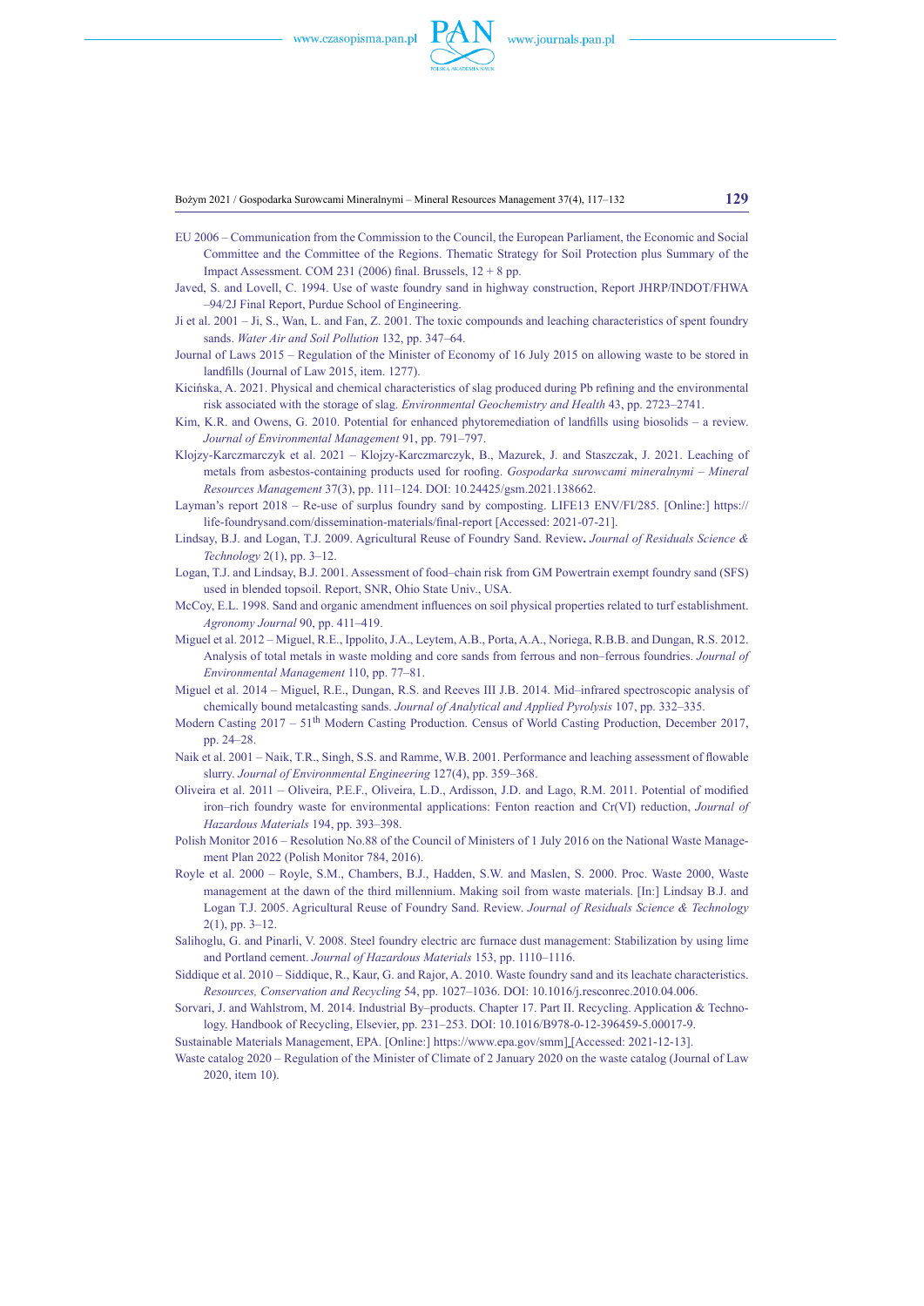EU 2006 – Communication from the Commission to the Council, the European Parliament, the Economic and Social Committee and the Committee of the Regions. Thematic Strategy for Soil Protection plus Summary of the Impact Assessment. COM 231 (2006) final. Brussels, 12 + 8 pp.

Javed, S. and Lovell, C. 1994. Use of waste foundry sand in highway construction, Report JHRP/INDOT/FHWA –94/2J Final Report, Purdue School of Engineering.

Ji et al. 2001 – Ji, S., Wan, L. and Fan, Z. 2001. The toxic compounds and leaching characteristics of spent foundry sands. *Water Air and Soil Pollution* 132, pp. 347–64.

Journal of Laws 2015 – Regulation of the Minister of Economy of 16 July 2015 on allowing waste to be stored in landfills (Journal of Law 2015, item. 1277).

Kicińska, A. 2021. Physical and chemical characteristics of slag produced during Pb refining and the environmental risk associated with the storage of slag. *Environmental Geochemistry and Health* 43, pp. 2723–2741.

Kim, K.R. and Owens, G. 2010. Potential for enhanced phytoremediation of landfills using biosolids – a review. *Journal of Environmental Management* 91, pp. 791–797.

Klojzy-Karczmarczyk et al. 2021 – Klojzy-Karczmarczyk, B., Mazurek, J. and Staszczak, J. 2021. Leaching of metals from asbestos-containing products used for roofing. *Gospodarka surowcami mineralnymi – Mineral Resources Management* 37(3), pp. 111–124. DOI: 10.24425/gsm.2021.138662.

Layman's report 2018 – Re-use of surplus foundry sand by composting. LIFE13 ENV/FI/285. [Online:] https://life-foundrysand.com/dissemination-materials/final-report [Accessed: 2021-07-21].

Lindsay, B.J. and Logan, T.J. 2009. Agricultural Reuse of Foundry Sand. Review**.** *Journal of Residuals Science & Technology* 2(1), pp. 3–12.

Logan, T.J. and Lindsay, B.J. 2001. Assessment of food–chain risk from GM Powertrain exempt foundry sand (SFS) used in blended topsoil. Report, SNR, Ohio State Univ., USA.

McCoy, E.L. 1998. Sand and organic amendment influences on soil physical properties related to turf establishment. *Agronomy Journal* 90, pp. 411–419.

Miguel et al. 2012 – Miguel, R.E., Ippolito, J.A., Leytem, A.B., Porta, A.A., Noriega, R.B.B. and Dungan, R.S. 2012. Analysis of total metals in waste molding and core sands from ferrous and non–ferrous foundries. *Journal of Environmental Management* 110, pp. 77–81.

Miguel et al. 2014 – Miguel, R.E., Dungan, R.S. and Reeves III J.B. 2014. Mid–infrared spectroscopic analysis of chemically bound metalcasting sands. *Journal of Analytical and Applied Pyrolysis* 107, pp. 332–335.

Modern Casting 2017 – 51$^{th}$ Modern Casting Production. Census of World Casting Production, December 2017, pp. 24–28.

Naik et al. 2001 – Naik, T.R., Singh, S.S. and Ramme, W.B. 2001. Performance and leaching assessment of flowable slurry. *Journal of Environmental Engineering* 127(4), pp. 359–368.

Oliveira et al. 2011 – Oliveira, P.E.F., Oliveira, L.D., Ardisson, J.D. and Lago, R.M. 2011. Potential of modified iron–rich foundry waste for environmental applications: Fenton reaction and Cr(VI) reduction, *Journal of Hazardous Materials* 194, pp. 393–398.

Polish Monitor 2016 – Resolution No.88 of the Council of Ministers of 1 July 2016 on the National Waste Management Plan 2022 (Polish Monitor 784, 2016).

Royle et al. 2000 – Royle, S.M., Chambers, B.J., Hadden, S.W. and Maslen, S. 2000. Proc. Waste 2000, Waste management at the dawn of the third millennium. Making soil from waste materials. [In:] Lindsay B.J. and Logan T.J. 2005. Agricultural Reuse of Foundry Sand. Review. *Journal of Residuals Science & Technology* 2(1), pp. 3–12.

Salihoglu, G. and Pinarli, V. 2008. Steel foundry electric arc furnace dust management: Stabilization by using lime and Portland cement. *Journal of Hazardous Materials* 153, pp. 1110–1116.

Siddique et al. 2010 – Siddique, R., Kaur, G. and Rajor, A. 2010. Waste foundry sand and its leachate characteristics. *Resources, Conservation and Recycling* 54, pp. 1027–1036. DOI: 10.1016/j.resconrec.2010.04.006.

Sorvari, J. and Wahlstrom, M. 2014. Industrial By–products. Chapter 17. Part II. Recycling. Application & Technology. Handbook of Recycling, Elsevier, pp. 231–253. DOI: 10.1016/B978-0-12-396459-5.00017-9.

Sustainable Materials Management, EPA. [Online:] https://www.epa.gov/smm [Accessed: 2021-12-13].

Waste catalog 2020 – Regulation of the Minister of Climate of 2 January 2020 on the waste catalog (Journal of Law 2020, item 10).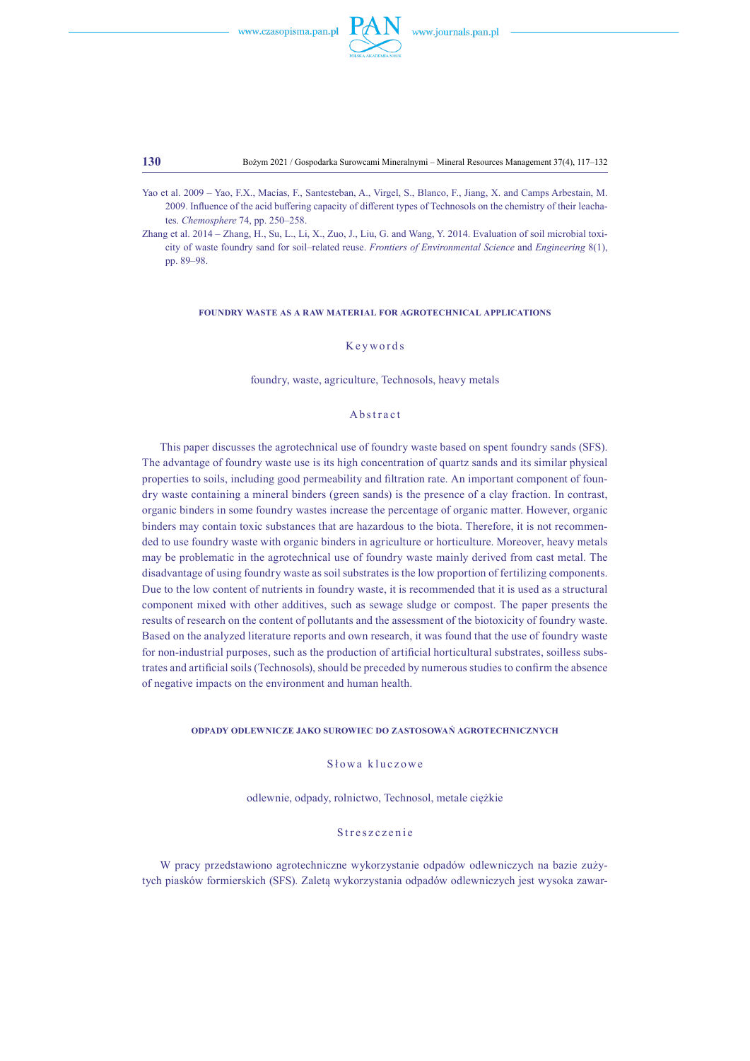Yao et al. 2009 – Yao, F.X., Macías, F., Santesteban, A., Virgel, S., Blanco, F., Jiang, X. and Camps Arbestain, M. 2009. Influence of the acid buffering capacity of different types of Technosols on the chemistry of their leachates. *Chemosphere* 74, pp. 250–258.

Zhang et al. 2014 – Zhang, H., Su, L., Li, X., Zuo, J., Liu, G. and Wang, Y. 2014. Evaluation of soil microbial toxicity of waste foundry sand for soil–related reuse. *Frontiers of Environmental Science* and *Engineering* 8(1), pp. 89–98.

## FOUNDRY WASTE AS A RAW MATERIAL FOR AGROTECHNICAL APPLICATIONS

### Keywords

foundry, waste, agriculture, Technosols, heavy metals

### Abstract

This paper discusses the agrotechnical use of foundry waste based on spent foundry sands (SFS). The advantage of foundry waste use is its high concentration of quartz sands and its similar physical properties to soils, including good permeability and filtration rate. An important component of foundry waste containing a mineral binders (green sands) is the presence of a clay fraction. In contrast, organic binders in some foundry wastes increase the percentage of organic matter. However, organic binders may contain toxic substances that are hazardous to the biota. Therefore, it is not recommended to use foundry waste with organic binders in agriculture or horticulture. Moreover, heavy metals may be problematic in the agrotechnical use of foundry waste mainly derived from cast metal. The disadvantage of using foundry waste as soil substrates is the low proportion of fertilizing components. Due to the low content of nutrients in foundry waste, it is recommended that it is used as a structural component mixed with other additives, such as sewage sludge or compost. The paper presents the results of research on the content of pollutants and the assessment of the biotoxicity of foundry waste. Based on the analyzed literature reports and own research, it was found that the use of foundry waste for non-industrial purposes, such as the production of artificial horticultural substrates, soilless substrates and artificial soils (Technosols), should be preceded by numerous studies to confirm the absence of negative impacts on the environment and human health.

## ODPADY ODLEWNICZE JAKO SUROWIEC DO ZASTOSOWAŃ AGROTECHNICZNYCH

### Słowa kluczowe

odlewnie, odpady, rolnictwo, Technosol, metale ciężkie

### Streszczenie

W pracy przedstawiono agrotechniczne wykorzystanie odpadów odlewniczych na bazie zużytych piasków formierskich (SFS). Zaletą wykorzystania odpadów odlewniczych jest wysoka zawar-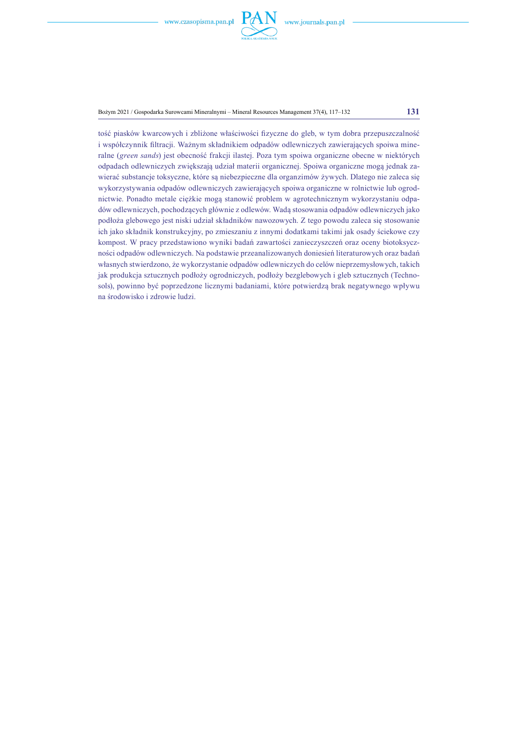tość piasków kwarcowych i zbliżone właściwości fizyczne do gleb, w tym dobra przepuszczalność i współczynnik filtracji. Ważnym składnikiem odpadów odlewniczych zawierających spoiwa mineralne (*green sands*) jest obecność frakcji ilastej. Poza tym spoiwa organiczne obecne w niektórych odpadach odlewniczych zwiększają udział materii organicznej. Spoiwa organiczne mogą jednak zawierać substancje toksyczne, które są niebezpieczne dla organizmów żywych. Dlatego nie zaleca się wykorzystywania odpadów odlewniczych zawierających spoiwa organiczne w rolnictwie lub ogrodnictwie. Ponadto metale ciężkie mogą stanowić problem w agrotechnicznym wykorzystaniu odpadów odlewniczych, pochodzących głównie z odlewów. Wadą stosowania odpadów odlewniczych jako podłoża glebowego jest niski udział składników nawozowych. Z tego powodu zaleca się stosowanie ich jako składnik konstrukcyjny, po zmieszaniu z innymi dodatkami takimi jak osady ściekowe czy kompost. W pracy przedstawiono wyniki badań zawartości zanieczyszczeń oraz oceny biotoksyczności odpadów odlewniczych. Na podstawie przeanalizowanych doniesień literaturowych oraz badań własnych stwierdzono, że wykorzystanie odpadów odlewniczych do celów nieprzemysłowych, takich jak produkcja sztucznych podłoży ogrodniczych, podłoży bezglebowych i gleb sztucznych (Technosols), powinno być poprzedzone licznymi badaniami, które potwierdzą brak negatywnego wpływu na środowisko i zdrowie ludzi.